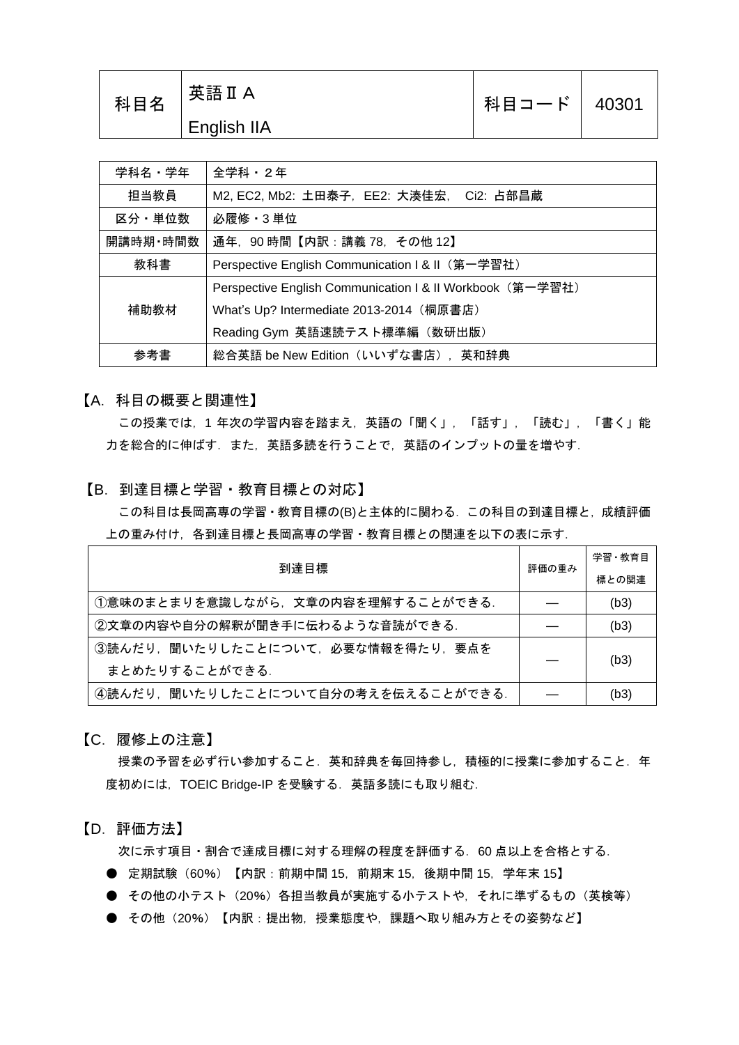| 科目名 | 英語ⅡA<br>English IIA | 科目コード | 40301 |
|---|---|---|---|

| 学科名・学年 | 全学科・２年 |
|---|---|
| 担当教員 | M2, EC2, Mb2: 土田泰子，EE2: 大湊佳宏， Ci2: 占部昌蔵 |
| 区分・単位数 | 必履修・3 単位 |
| 開講時期・時間数 | 通年，90 時間【内訳：講義 78，その他 12】 |
| 教科書 | Perspective English Communication I & II（第一学習社） |
| 補助教材 | Perspective English Communication I & II Workbook（第一学習社）<br>What's Up? Intermediate 2013-2014（桐原書店）<br>Reading Gym 英語速読テスト標準編（数研出版） |
| 参考書 | 総合英語 be New Edition（いいずな書店），英和辞典 |

## 【A. 科目の概要と関連性】

この授業では，1 年次の学習内容を踏まえ，英語の「聞く」，「話す」，「読む」，「書く」能力を総合的に伸ばす．また，英語多読を行うことで，英語のインプットの量を増やす．

## 【B. 到達目標と学習・教育目標との対応】

この科目は長岡高専の学習・教育目標の(B)と主体的に関わる．この科目の到達目標と，成績評価上の重み付け，各到達目標と長岡高専の学習・教育目標との関連を以下の表に示す．

| 到達目標 | 評価の重み | 学習・教育目標との関連 |
|---|---|---|
| ①意味のまとまりを意識しながら，文章の内容を理解することができる． | — | (b3) |
| ②文章の内容や自分の解釈が聞き手に伝わるような音読ができる． | — | (b3) |
| ③読んだり，聞いたりしたことについて，必要な情報を得たり，要点をまとめたりすることができる． | — | (b3) |
| ④読んだり，聞いたりしたことについて自分の考えを伝えることができる． | — | (b3) |

## 【C. 履修上の注意】

授業の予習を必ず行い参加すること．英和辞典を毎回持参し，積極的に授業に参加すること．年度初めには，TOEIC Bridge-IP を受験する．英語多読にも取り組む．

## 【D. 評価方法】

次に示す項目・割合で達成目標に対する理解の程度を評価する．60 点以上を合格とする．

- 定期試験（60%）【内訳：前期中間 15，前期末 15，後期中間 15，学年末 15】
- その他の小テスト（20%）各担当教員が実施する小テストや，それに準ずるもの（英検等）
- その他（20%）【内訳：提出物，授業態度や，課題へ取り組み方とその姿勢など】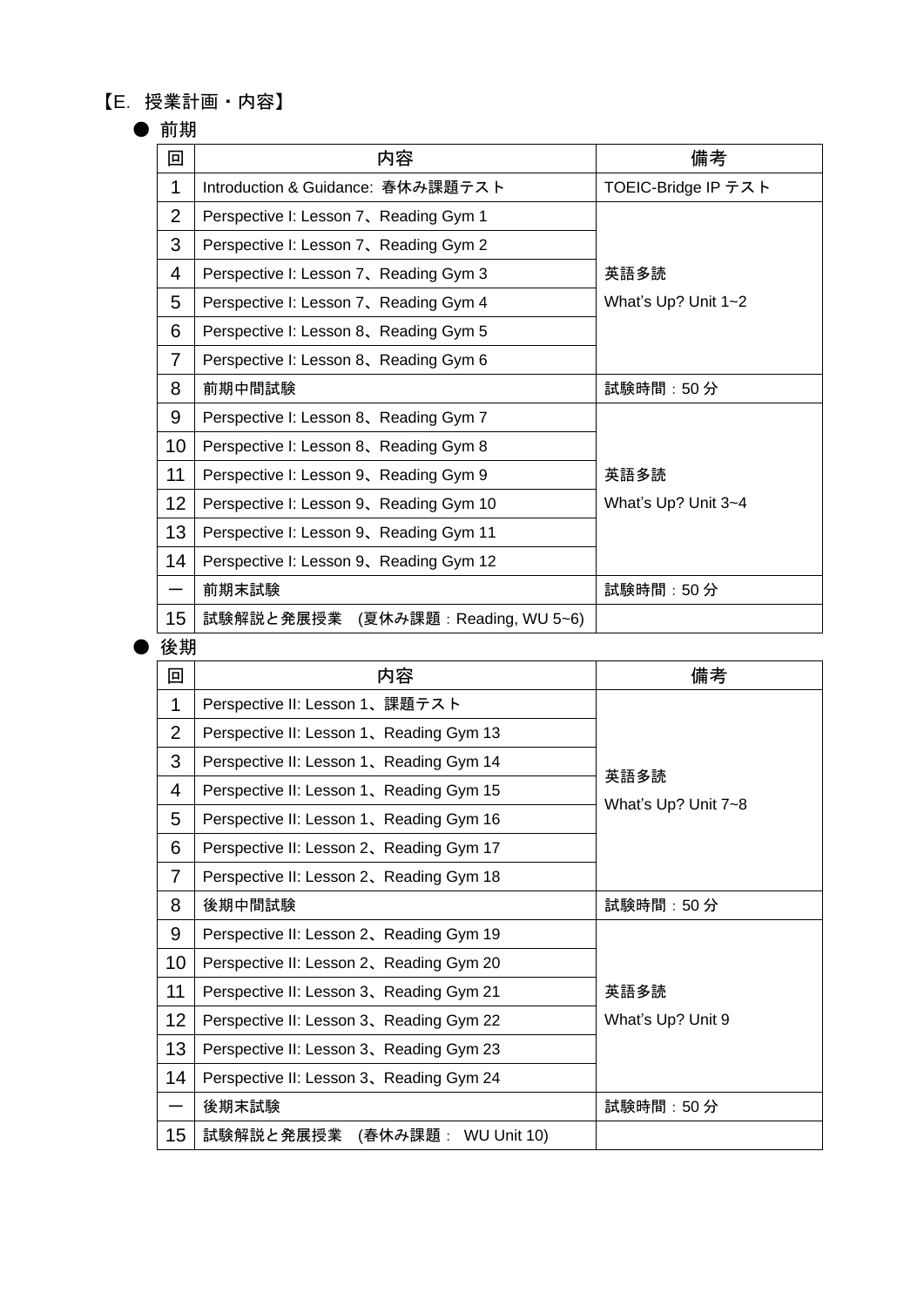【E. 授業計画・内容】

● 前期

| 回 | 内容 | 備考 |
| --- | --- | --- |
| 1 | Introduction & Guidance: 春休み課題テスト | TOEIC-Bridge IP テスト |
| 2 | Perspective I: Lesson 7、Reading Gym 1 | 英語多読<br>What's Up? Unit 1~2 |
| 3 | Perspective I: Lesson 7、Reading Gym 2 | |
| 4 | Perspective I: Lesson 7、Reading Gym 3 | |
| 5 | Perspective I: Lesson 7、Reading Gym 4 | |
| 6 | Perspective I: Lesson 8、Reading Gym 5 | |
| 7 | Perspective I: Lesson 8、Reading Gym 6 | |
| 8 | 前期中間試験 | 試験時間：50 分 |
| 9 | Perspective I: Lesson 8、Reading Gym 7 | 英語多読<br>What's Up? Unit 3~4 |
| 10 | Perspective I: Lesson 8、Reading Gym 8 | |
| 11 | Perspective I: Lesson 9、Reading Gym 9 | |
| 12 | Perspective I: Lesson 9、Reading Gym 10 | |
| 13 | Perspective I: Lesson 9、Reading Gym 11 | |
| 14 | Perspective I: Lesson 9、Reading Gym 12 | |
| ー | 前期末試験 | 試験時間：50 分 |
| 15 | 試験解説と発展授業 (夏休み課題：Reading, WU 5~6) | |

● 後期

| 回 | 内容 | 備考 |
| --- | --- | --- |
| 1 | Perspective II: Lesson 1、課題テスト | 英語多読<br>What's Up? Unit 7~8 |
| 2 | Perspective II: Lesson 1、Reading Gym 13 | |
| 3 | Perspective II: Lesson 1、Reading Gym 14 | |
| 4 | Perspective II: Lesson 1、Reading Gym 15 | |
| 5 | Perspective II: Lesson 1、Reading Gym 16 | |
| 6 | Perspective II: Lesson 2、Reading Gym 17 | |
| 7 | Perspective II: Lesson 2、Reading Gym 18 | |
| 8 | 後期中間試験 | 試験時間：50 分 |
| 9 | Perspective II: Lesson 2、Reading Gym 19 | 英語多読<br>What's Up? Unit 9 |
| 10 | Perspective II: Lesson 2、Reading Gym 20 | |
| 11 | Perspective II: Lesson 3、Reading Gym 21 | |
| 12 | Perspective II: Lesson 3、Reading Gym 22 | |
| 13 | Perspective II: Lesson 3、Reading Gym 23 | |
| 14 | Perspective II: Lesson 3、Reading Gym 24 | |
| ー | 後期末試験 | 試験時間：50 分 |
| 15 | 試験解説と発展授業 (春休み課題： WU Unit 10) | |